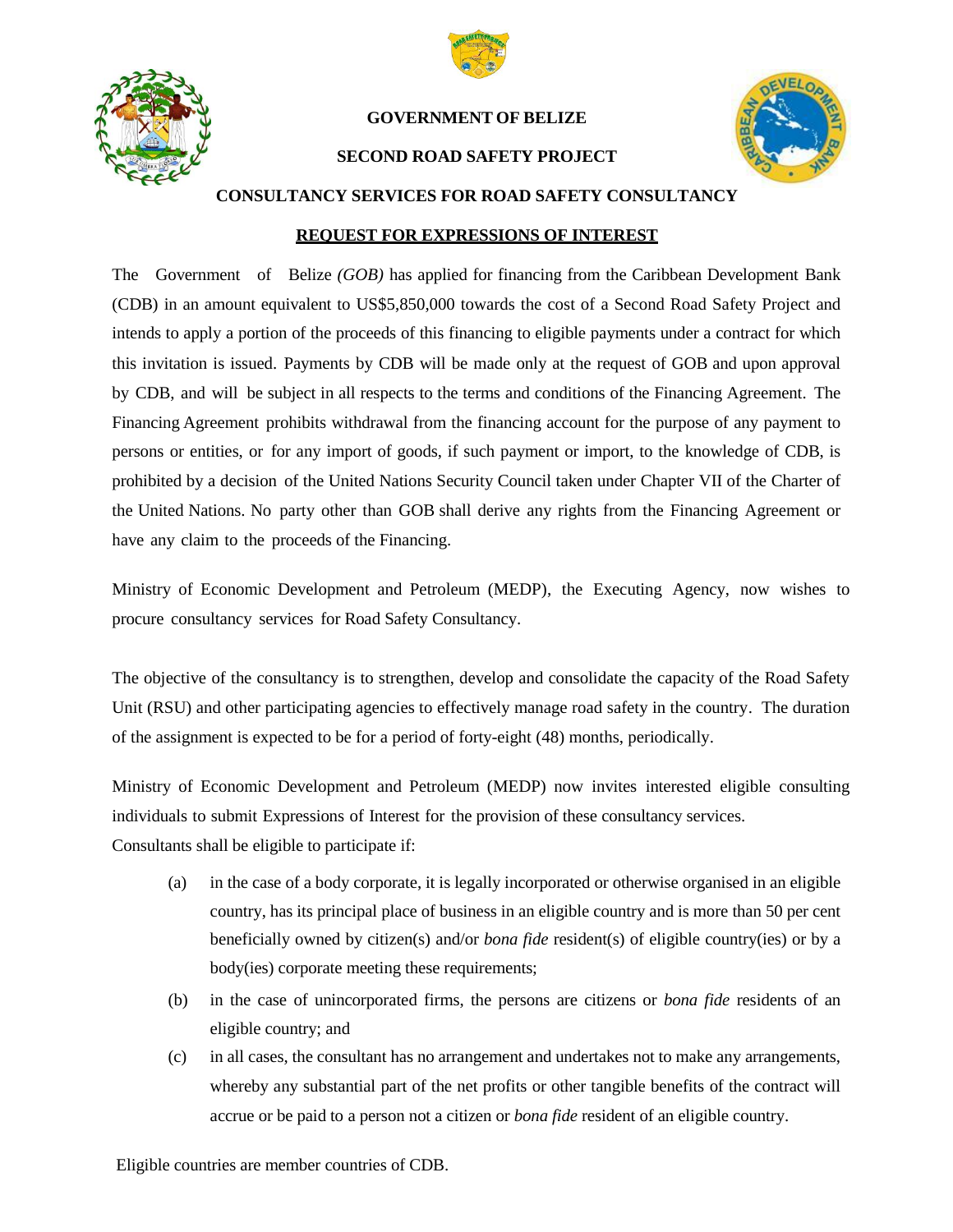**GOVERNMENT OF BELIZE**

**SECOND ROAD SAFETY PROJECT**

**CONSULTANCY SERVICES FOR ROAD SAFETY CONSULTANCY**

**REQUEST FOR EXPRESSIONS OF INTEREST**

The Government of Belize *(GOB)* has applied for financing from the Caribbean Development Bank (CDB) in an amount equivalent to US$5,850,000 towards the cost of a Second Road Safety Project and intends to apply a portion of the proceeds of this financing to eligible payments under a contract for which this invitation is issued. Payments by CDB will be made only at the request of GOB and upon approval by CDB, and will be subject in all respects to the terms and conditions of the Financing Agreement. The Financing Agreement prohibits withdrawal from the financing account for the purpose of any payment to persons or entities, or for any import of goods, if such payment or import, to the knowledge of CDB, is prohibited by a decision of the United Nations Security Council taken under Chapter VII of the Charter of the United Nations. No party other than GOB shall derive any rights from the Financing Agreement or have any claim to the proceeds of the Financing.

Ministry of Economic Development and Petroleum (MEDP), the Executing Agency, now wishes to procure consultancy services for Road Safety Consultancy.

The objective of the consultancy is to strengthen, develop and consolidate the capacity of the Road Safety Unit (RSU) and other participating agencies to effectively manage road safety in the country. The duration of the assignment is expected to be for a period of forty-eight (48) months, periodically.

Ministry of Economic Development and Petroleum (MEDP) now invites interested eligible consulting individuals to submit Expressions of Interest for the provision of these consultancy services.
Consultants shall be eligible to participate if:

(a) in the case of a body corporate, it is legally incorporated or otherwise organised in an eligible country, has its principal place of business in an eligible country and is more than 50 per cent beneficially owned by citizen(s) and/or *bona fide* resident(s) of eligible country(ies) or by a body(ies) corporate meeting these requirements;

(b) in the case of unincorporated firms, the persons are citizens or *bona fide* residents of an eligible country; and

(c) in all cases, the consultant has no arrangement and undertakes not to make any arrangements, whereby any substantial part of the net profits or other tangible benefits of the contract will accrue or be paid to a person not a citizen or *bona fide* resident of an eligible country.

Eligible countries are member countries of CDB.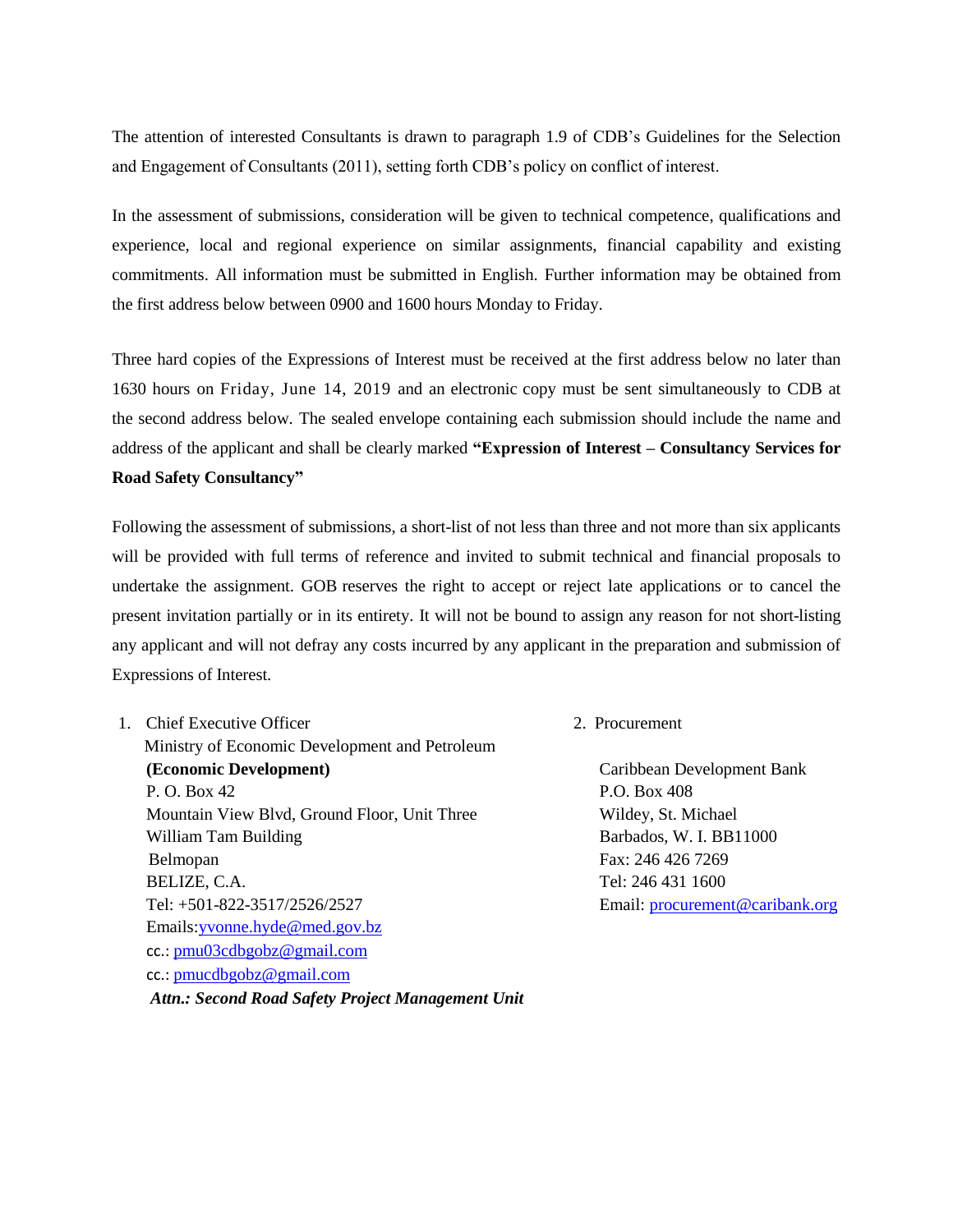The attention of interested Consultants is drawn to paragraph 1.9 of CDB's Guidelines for the Selection and Engagement of Consultants (2011), setting forth CDB's policy on conflict of interest.

In the assessment of submissions, consideration will be given to technical competence, qualifications and experience, local and regional experience on similar assignments, financial capability and existing commitments. All information must be submitted in English. Further information may be obtained from the first address below between 0900 and 1600 hours Monday to Friday.

Three hard copies of the Expressions of Interest must be received at the first address below no later than 1630 hours on Friday, June 14, 2019 and an electronic copy must be sent simultaneously to CDB at the second address below. The sealed envelope containing each submission should include the name and address of the applicant and shall be clearly marked **"Expression of Interest – Consultancy Services for Road Safety Consultancy"**

Following the assessment of submissions, a short-list of not less than three and not more than six applicants will be provided with full terms of reference and invited to submit technical and financial proposals to undertake the assignment. GOB reserves the right to accept or reject late applications or to cancel the present invitation partially or in its entirety. It will not be bound to assign any reason for not short-listing any applicant and will not defray any costs incurred by any applicant in the preparation and submission of Expressions of Interest.

1. Chief Executive Officer
   Ministry of Economic Development and Petroleum
   **(Economic Development)**
   P. O. Box 42
   Mountain View Blvd, Ground Floor, Unit Three
   William Tam Building
   Belmopan
   BELIZE, C.A.
   Tel: +501-822-3517/2526/2527
   Emails:yvonne.hyde@med.gov.bz
   cc.: pmu03cdbgobz@gmail.com
   cc.: pmucdbgobz@gmail.com
   ***Attn.: Second Road Safety Project Management Unit***

2. Procurement

   Caribbean Development Bank
   P.O. Box 408
   Wildey, St. Michael
   Barbados, W. I. BB11000
   Fax: 246 426 7269
   Tel: 246 431 1600
   Email: procurement@caribank.org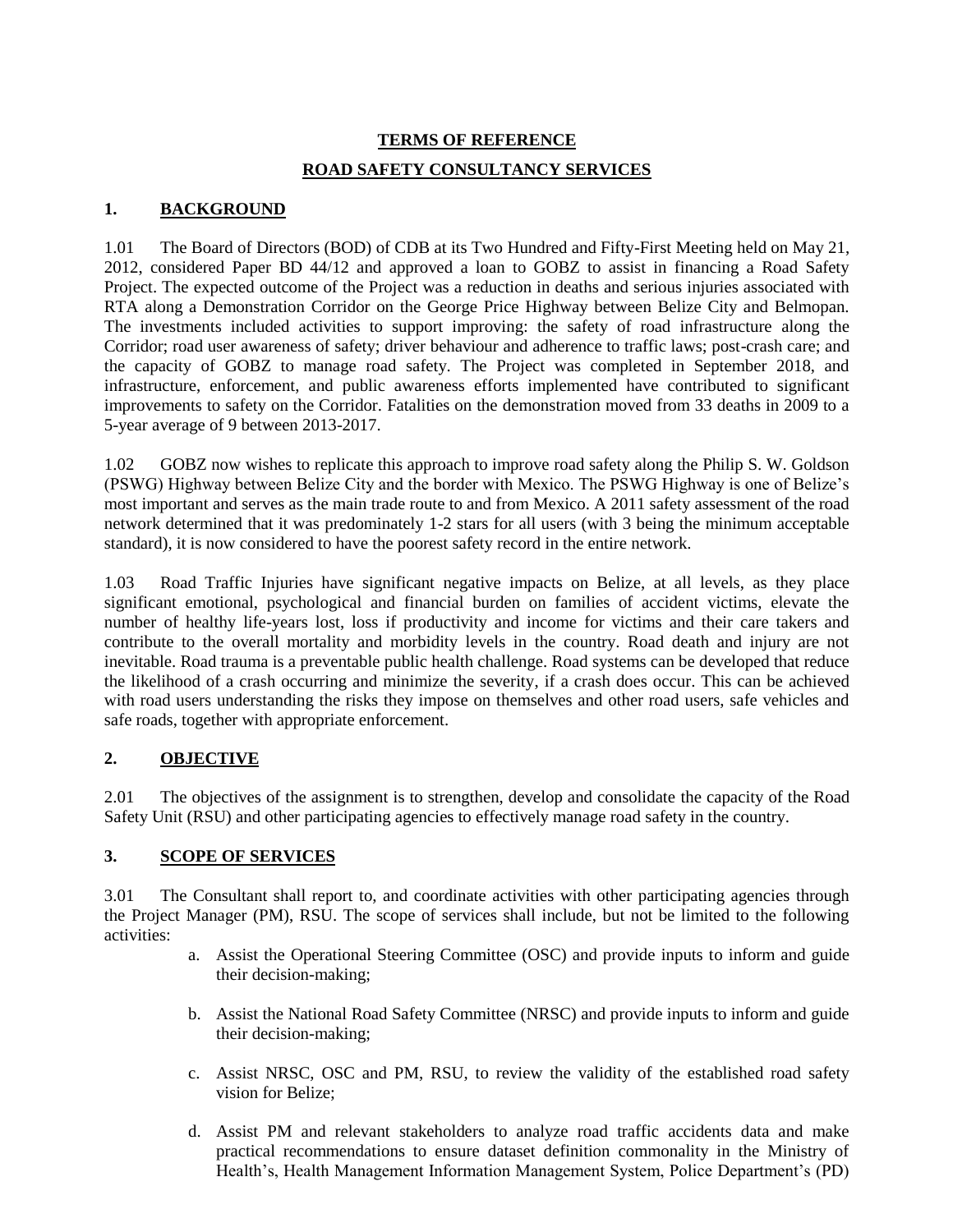## TERMS OF REFERENCE

## ROAD SAFETY CONSULTANCY SERVICES

### 1. BACKGROUND

1.01 The Board of Directors (BOD) of CDB at its Two Hundred and Fifty-First Meeting held on May 21, 2012, considered Paper BD 44/12 and approved a loan to GOBZ to assist in financing a Road Safety Project. The expected outcome of the Project was a reduction in deaths and serious injuries associated with RTA along a Demonstration Corridor on the George Price Highway between Belize City and Belmopan. The investments included activities to support improving: the safety of road infrastructure along the Corridor; road user awareness of safety; driver behaviour and adherence to traffic laws; post-crash care; and the capacity of GOBZ to manage road safety. The Project was completed in September 2018, and infrastructure, enforcement, and public awareness efforts implemented have contributed to significant improvements to safety on the Corridor. Fatalities on the demonstration moved from 33 deaths in 2009 to a 5-year average of 9 between 2013-2017.

1.02 GOBZ now wishes to replicate this approach to improve road safety along the Philip S. W. Goldson (PSWG) Highway between Belize City and the border with Mexico. The PSWG Highway is one of Belize's most important and serves as the main trade route to and from Mexico. A 2011 safety assessment of the road network determined that it was predominately 1-2 stars for all users (with 3 being the minimum acceptable standard), it is now considered to have the poorest safety record in the entire network.

1.03 Road Traffic Injuries have significant negative impacts on Belize, at all levels, as they place significant emotional, psychological and financial burden on families of accident victims, elevate the number of healthy life-years lost, loss if productivity and income for victims and their care takers and contribute to the overall mortality and morbidity levels in the country. Road death and injury are not inevitable. Road trauma is a preventable public health challenge. Road systems can be developed that reduce the likelihood of a crash occurring and minimize the severity, if a crash does occur. This can be achieved with road users understanding the risks they impose on themselves and other road users, safe vehicles and safe roads, together with appropriate enforcement.

### 2. OBJECTIVE

2.01 The objectives of the assignment is to strengthen, develop and consolidate the capacity of the Road Safety Unit (RSU) and other participating agencies to effectively manage road safety in the country.

### 3. SCOPE OF SERVICES

3.01 The Consultant shall report to, and coordinate activities with other participating agencies through the Project Manager (PM), RSU. The scope of services shall include, but not be limited to the following activities:

a. Assist the Operational Steering Committee (OSC) and provide inputs to inform and guide their decision-making;

b. Assist the National Road Safety Committee (NRSC) and provide inputs to inform and guide their decision-making;

c. Assist NRSC, OSC and PM, RSU, to review the validity of the established road safety vision for Belize;

d. Assist PM and relevant stakeholders to analyze road traffic accidents data and make practical recommendations to ensure dataset definition commonality in the Ministry of Health's, Health Management Information Management System, Police Department's (PD)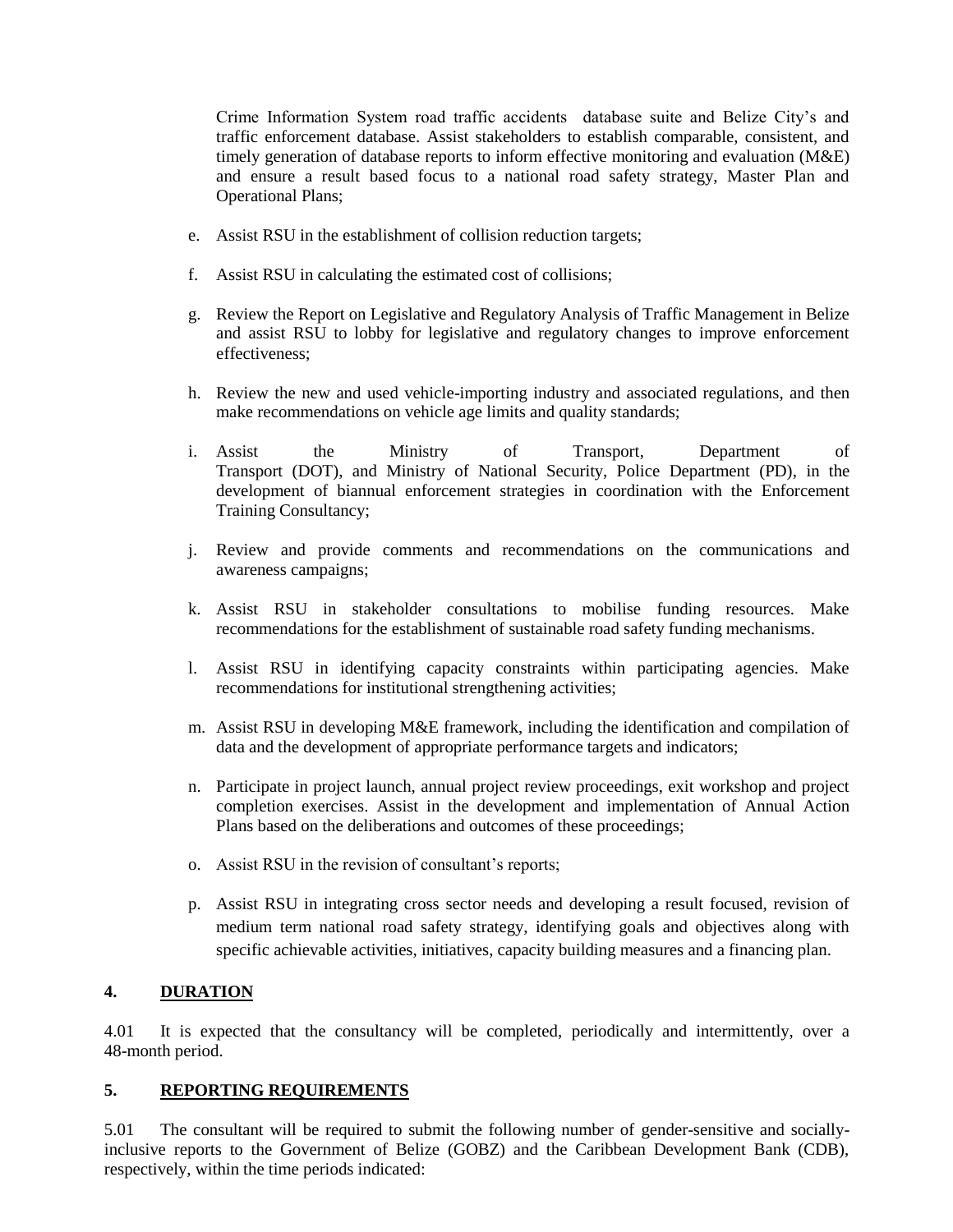Crime Information System road traffic accidents database suite and Belize City's and traffic enforcement database. Assist stakeholders to establish comparable, consistent, and timely generation of database reports to inform effective monitoring and evaluation (M&E) and ensure a result based focus to a national road safety strategy, Master Plan and Operational Plans;

e. Assist RSU in the establishment of collision reduction targets;

f. Assist RSU in calculating the estimated cost of collisions;

g. Review the Report on Legislative and Regulatory Analysis of Traffic Management in Belize and assist RSU to lobby for legislative and regulatory changes to improve enforcement effectiveness;

h. Review the new and used vehicle-importing industry and associated regulations, and then make recommendations on vehicle age limits and quality standards;

i. Assist the Ministry of Transport, Department of Transport (DOT), and Ministry of National Security, Police Department (PD), in the development of biannual enforcement strategies in coordination with the Enforcement Training Consultancy;

j. Review and provide comments and recommendations on the communications and awareness campaigns;

k. Assist RSU in stakeholder consultations to mobilise funding resources. Make recommendations for the establishment of sustainable road safety funding mechanisms.

l. Assist RSU in identifying capacity constraints within participating agencies. Make recommendations for institutional strengthening activities;

m. Assist RSU in developing M&E framework, including the identification and compilation of data and the development of appropriate performance targets and indicators;

n. Participate in project launch, annual project review proceedings, exit workshop and project completion exercises. Assist in the development and implementation of Annual Action Plans based on the deliberations and outcomes of these proceedings;

o. Assist RSU in the revision of consultant's reports;

p. Assist RSU in integrating cross sector needs and developing a result focused, revision of medium term national road safety strategy, identifying goals and objectives along with specific achievable activities, initiatives, capacity building measures and a financing plan.

## 4. DURATION

4.01 It is expected that the consultancy will be completed, periodically and intermittently, over a 48-month period.

## 5. REPORTING REQUIREMENTS

5.01 The consultant will be required to submit the following number of gender-sensitive and socially-inclusive reports to the Government of Belize (GOBZ) and the Caribbean Development Bank (CDB), respectively, within the time periods indicated: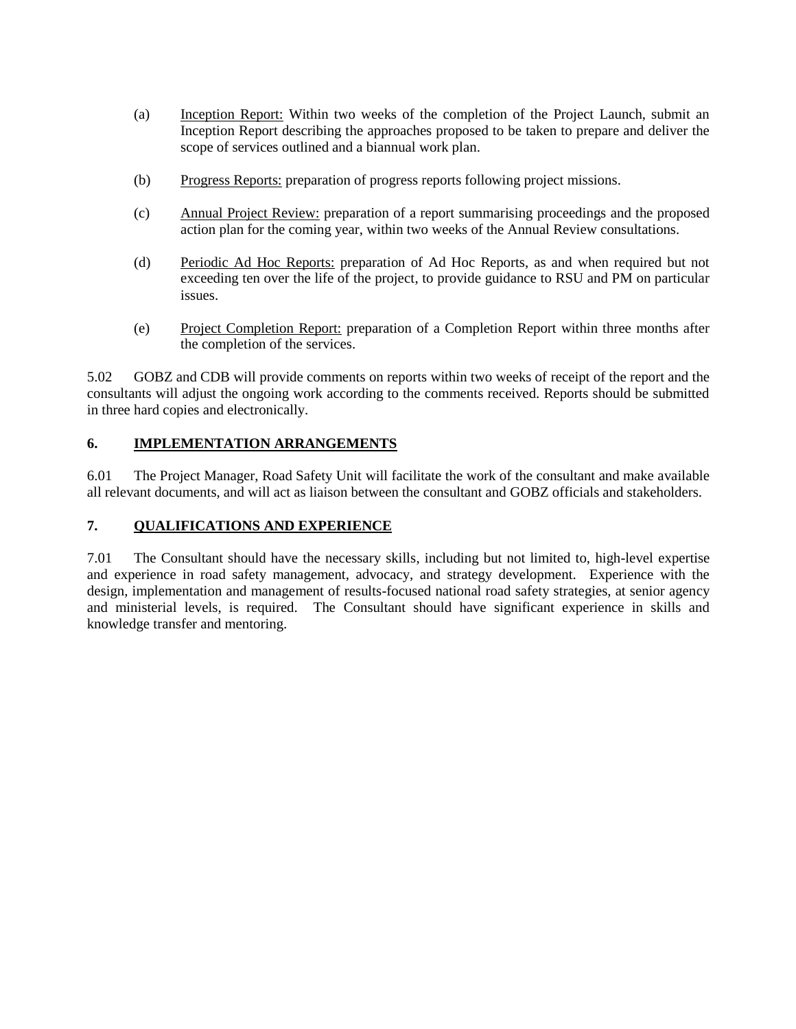(a) Inception Report: Within two weeks of the completion of the Project Launch, submit an Inception Report describing the approaches proposed to be taken to prepare and deliver the scope of services outlined and a biannual work plan.

(b) Progress Reports: preparation of progress reports following project missions.

(c) Annual Project Review: preparation of a report summarising proceedings and the proposed action plan for the coming year, within two weeks of the Annual Review consultations.

(d) Periodic Ad Hoc Reports: preparation of Ad Hoc Reports, as and when required but not exceeding ten over the life of the project, to provide guidance to RSU and PM on particular issues.

(e) Project Completion Report: preparation of a Completion Report within three months after the completion of the services.

5.02 GOBZ and CDB will provide comments on reports within two weeks of receipt of the report and the consultants will adjust the ongoing work according to the comments received. Reports should be submitted in three hard copies and electronically.

## 6. IMPLEMENTATION ARRANGEMENTS

6.01 The Project Manager, Road Safety Unit will facilitate the work of the consultant and make available all relevant documents, and will act as liaison between the consultant and GOBZ officials and stakeholders.

## 7. QUALIFICATIONS AND EXPERIENCE

7.01 The Consultant should have the necessary skills, including but not limited to, high-level expertise and experience in road safety management, advocacy, and strategy development. Experience with the design, implementation and management of results-focused national road safety strategies, at senior agency and ministerial levels, is required. The Consultant should have significant experience in skills and knowledge transfer and mentoring.